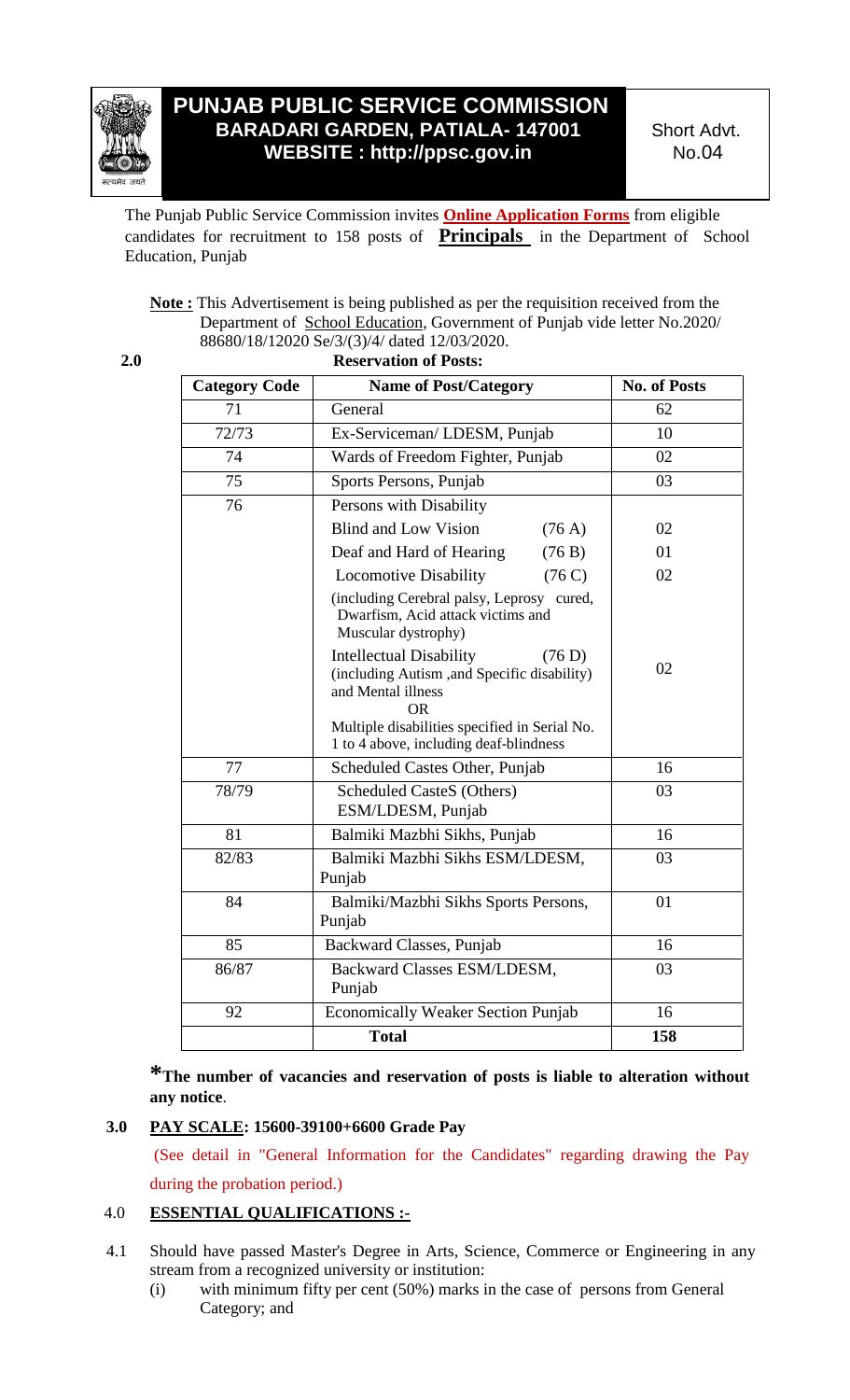# PUNJAB PUBLIC SERVICE COMMISSION
## BARADARI GARDEN, PATIALA- 147001
## WEBSITE : http://ppsc.gov.in

Short Advt. No.04

The Punjab Public Service Commission invites **Online Application Forms** from eligible candidates for recruitment to 158 posts of **Principals** in the Department of School Education, Punjab

**Note :** This Advertisement is being published as per the requisition received from the Department of School Education, Government of Punjab vide letter No.2020/ 88680/18/12020 Se/3/(3)/4/ dated 12/03/2020.

**2.0 Reservation of Posts:**

| Category Code | Name of Post/Category | No. of Posts |
|---|---|---|
| 71 | General | 62 |
| 72/73 | Ex-Serviceman/ LDESM, Punjab | 10 |
| 74 | Wards of Freedom Fighter, Punjab | 02 |
| 75 | Sports Persons, Punjab | 03 |
| 76 | Persons with Disability | |
| | Blind and Low Vision (76 A) | 02 |
| | Deaf and Hard of Hearing (76 B) | 01 |
| | Locomotive Disability (76 C) (including Cerebral palsy, Leprosy cured, Dwarfism, Acid attack victims and Muscular dystrophy) | 02 |
| | Intellectual Disability (76 D) (including Autism ,and Specific disability) and Mental illness OR Multiple disabilities specified in Serial No. 1 to 4 above, including deaf-blindness | 02 |
| 77 | Scheduled Castes Other, Punjab | 16 |
| 78/79 | Scheduled CasteS (Others) ESM/LDESM, Punjab | 03 |
| 81 | Balmiki Mazbhi Sikhs, Punjab | 16 |
| 82/83 | Balmiki Mazbhi Sikhs ESM/LDESM, Punjab | 03 |
| 84 | Balmiki/Mazbhi Sikhs Sports Persons, Punjab | 01 |
| 85 | Backward Classes, Punjab | 16 |
| 86/87 | Backward Classes ESM/LDESM, Punjab | 03 |
| 92 | Economically Weaker Section Punjab | 16 |
| | **Total** | **158** |

***The number of vacancies and reservation of posts is liable to alteration without any notice**.

**3.0 PAY SCALE: 15600-39100+6600 Grade Pay**

(See detail in "General Information for the Candidates" regarding drawing the Pay during the probation period.)

**4.0 ESSENTIAL QUALIFICATIONS :-**

4.1 Should have passed Master's Degree in Arts, Science, Commerce or Engineering in any stream from a recognized university or institution:

(i) with minimum fifty per cent (50%) marks in the case of persons from General Category; and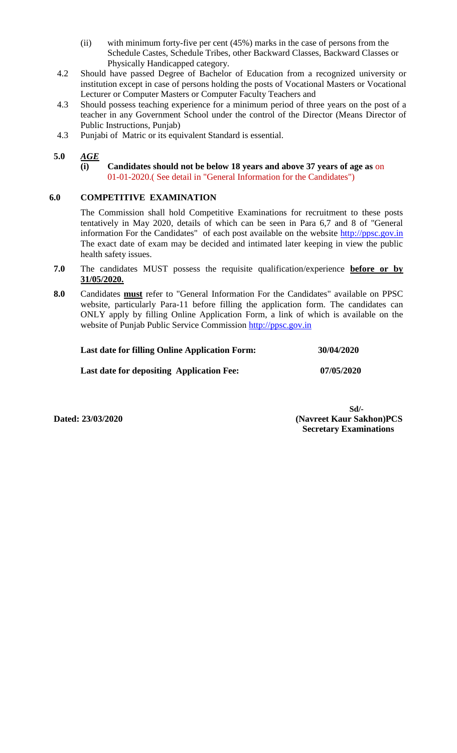(ii) with minimum forty-five per cent (45%) marks in the case of persons from the Schedule Castes, Schedule Tribes, other Backward Classes, Backward Classes or Physically Handicapped category.

4.2 Should have passed Degree of Bachelor of Education from a recognized university or institution except in case of persons holding the posts of Vocational Masters or Vocational Lecturer or Computer Masters or Computer Faculty Teachers and

4.3 Should possess teaching experience for a minimum period of three years on the post of a teacher in any Government School under the control of the Director (Means Director of Public Instructions, Punjab)

4.3 Punjabi of Matric or its equivalent Standard is essential.

**5.0** ***AGE***

**(i) Candidates should not be below 18 years and above 37 years of age as** on 01-01-2020.( See detail in "General Information for the Candidates")

**6.0 COMPETITIVE EXAMINATION**

The Commission shall hold Competitive Examinations for recruitment to these posts tentatively in May 2020, details of which can be seen in Para 6,7 and 8 of "General information For the Candidates" of each post available on the website http://ppsc.gov.in The exact date of exam may be decided and intimated later keeping in view the public health safety issues.

**7.0** The candidates MUST possess the requisite qualification/experience **before or by 31/05/2020.**

**8.0** Candidates **must** refer to "General Information For the Candidates" available on PPSC website, particularly Para-11 before filling the application form. The candidates can ONLY apply by filling Online Application Form, a link of which is available on the website of Punjab Public Service Commission http://ppsc.gov.in

**Last date for filling Online Application Form: 30/04/2020**

**Last date for depositing Application Fee: 07/05/2020**

**Sd/-**

**Dated: 23/03/2020**

**(Navreet Kaur Sakhon)PCS**
**Secretary Examinations**